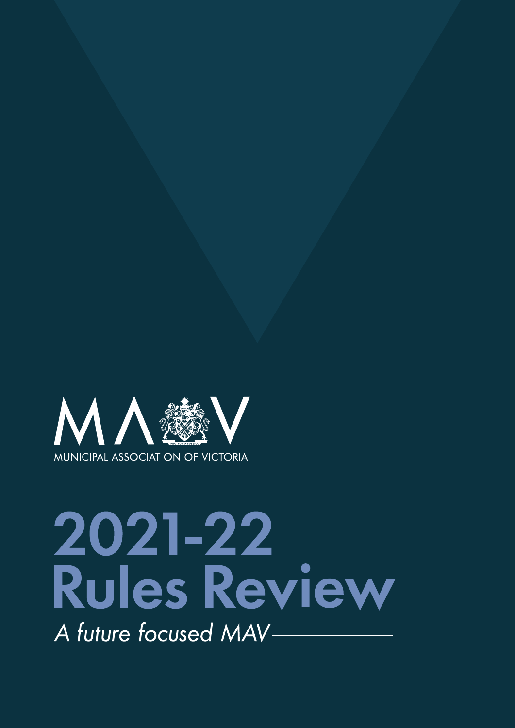MAV

MUNICIPAL ASSOCIATION OF VICTORIA

# 2021-22 Rules Review

*A future focused MAV*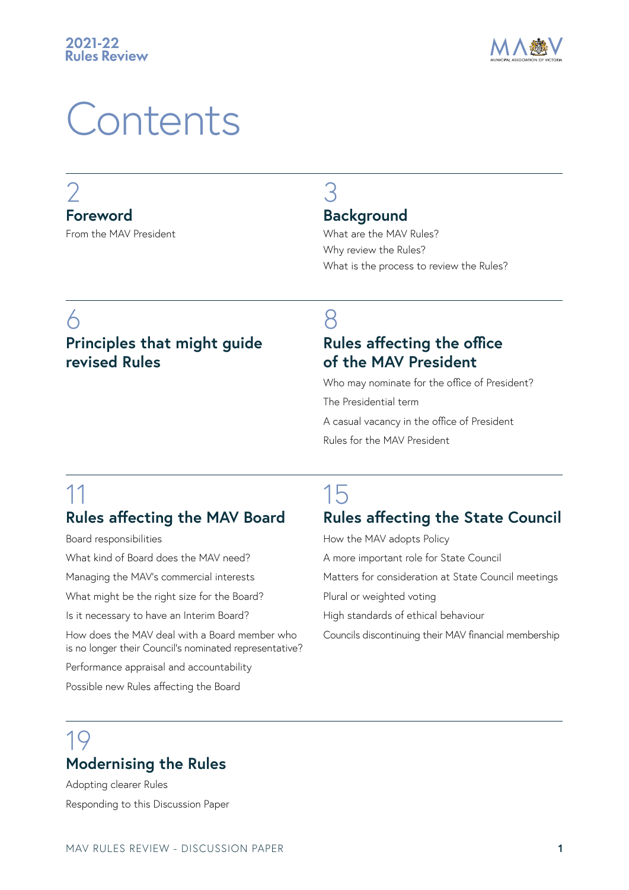# Contents

2
## Foreword

From the MAV President

3
## Background

What are the MAV Rules?

Why review the Rules?

What is the process to review the Rules?

6
## Principles that might guide revised Rules

8
## Rules affecting the office of the MAV President

Who may nominate for the office of President?

The Presidential term

A casual vacancy in the office of President

Rules for the MAV President

11
## Rules affecting the MAV Board

Board responsibilities

What kind of Board does the MAV need?

Managing the MAV's commercial interests

What might be the right size for the Board?

Is it necessary to have an Interim Board?

How does the MAV deal with a Board member who is no longer their Council's nominated representative?

Performance appraisal and accountability

Possible new Rules affecting the Board

15
## Rules affecting the State Council

How the MAV adopts Policy

A more important role for State Council

Matters for consideration at State Council meetings

Plural or weighted voting

High standards of ethical behaviour

Councils discontinuing their MAV financial membership

19
## Modernising the Rules

Adopting clearer Rules

Responding to this Discussion Paper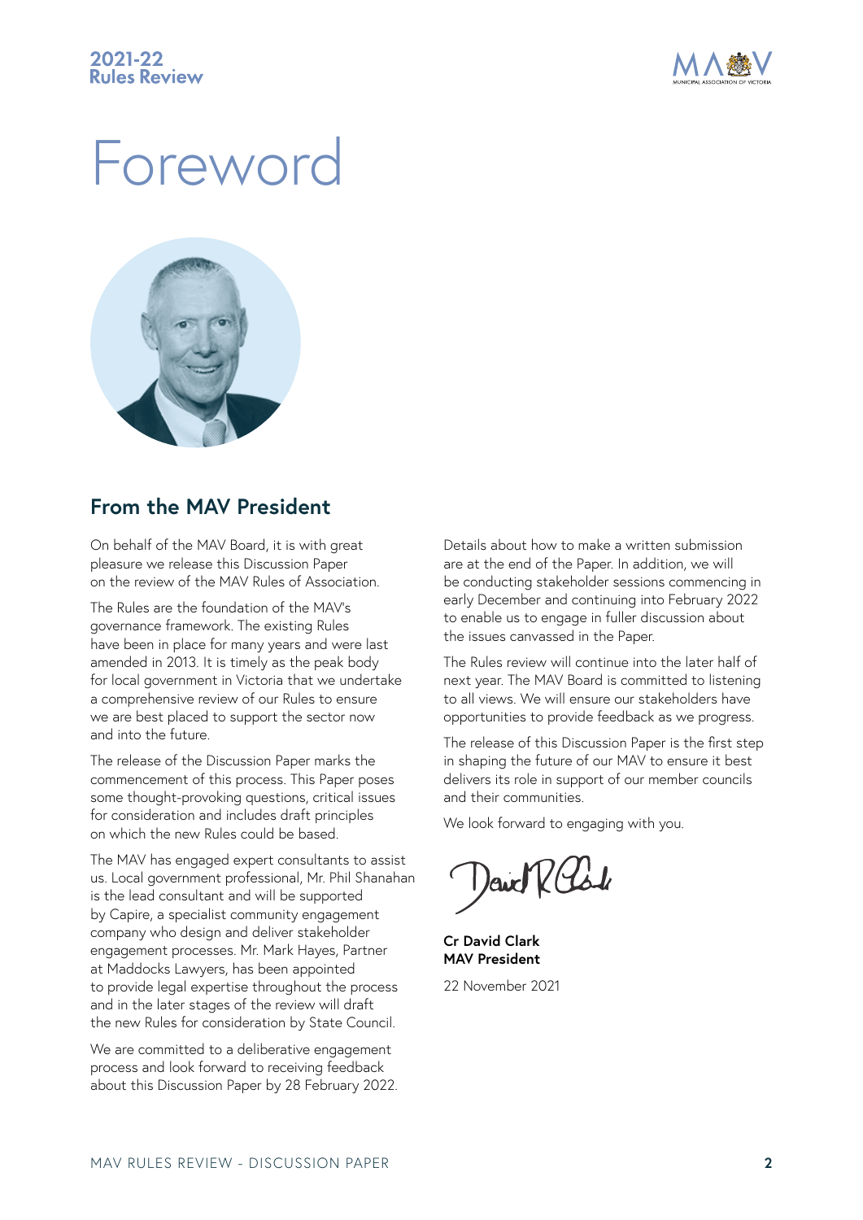# Foreword

## From the MAV President

On behalf of the MAV Board, it is with great pleasure we release this Discussion Paper on the review of the MAV Rules of Association.

The Rules are the foundation of the MAV's governance framework. The existing Rules have been in place for many years and were last amended in 2013. It is timely as the peak body for local government in Victoria that we undertake a comprehensive review of our Rules to ensure we are best placed to support the sector now and into the future.

The release of the Discussion Paper marks the commencement of this process. This Paper poses some thought-provoking questions, critical issues for consideration and includes draft principles on which the new Rules could be based.

The MAV has engaged expert consultants to assist us. Local government professional, Mr. Phil Shanahan is the lead consultant and will be supported by Capire, a specialist community engagement company who design and deliver stakeholder engagement processes. Mr. Mark Hayes, Partner at Maddocks Lawyers, has been appointed to provide legal expertise throughout the process and in the later stages of the review will draft the new Rules for consideration by State Council.

We are committed to a deliberative engagement process and look forward to receiving feedback about this Discussion Paper by 28 February 2022.

Details about how to make a written submission are at the end of the Paper. In addition, we will be conducting stakeholder sessions commencing in early December and continuing into February 2022 to enable us to engage in fuller discussion about the issues canvassed in the Paper.

The Rules review will continue into the later half of next year. The MAV Board is committed to listening to all views. We will ensure our stakeholders have opportunities to provide feedback as we progress.

The release of this Discussion Paper is the first step in shaping the future of our MAV to ensure it best delivers its role in support of our member councils and their communities.

We look forward to engaging with you.

**Cr David Clark**
**MAV President**

22 November 2021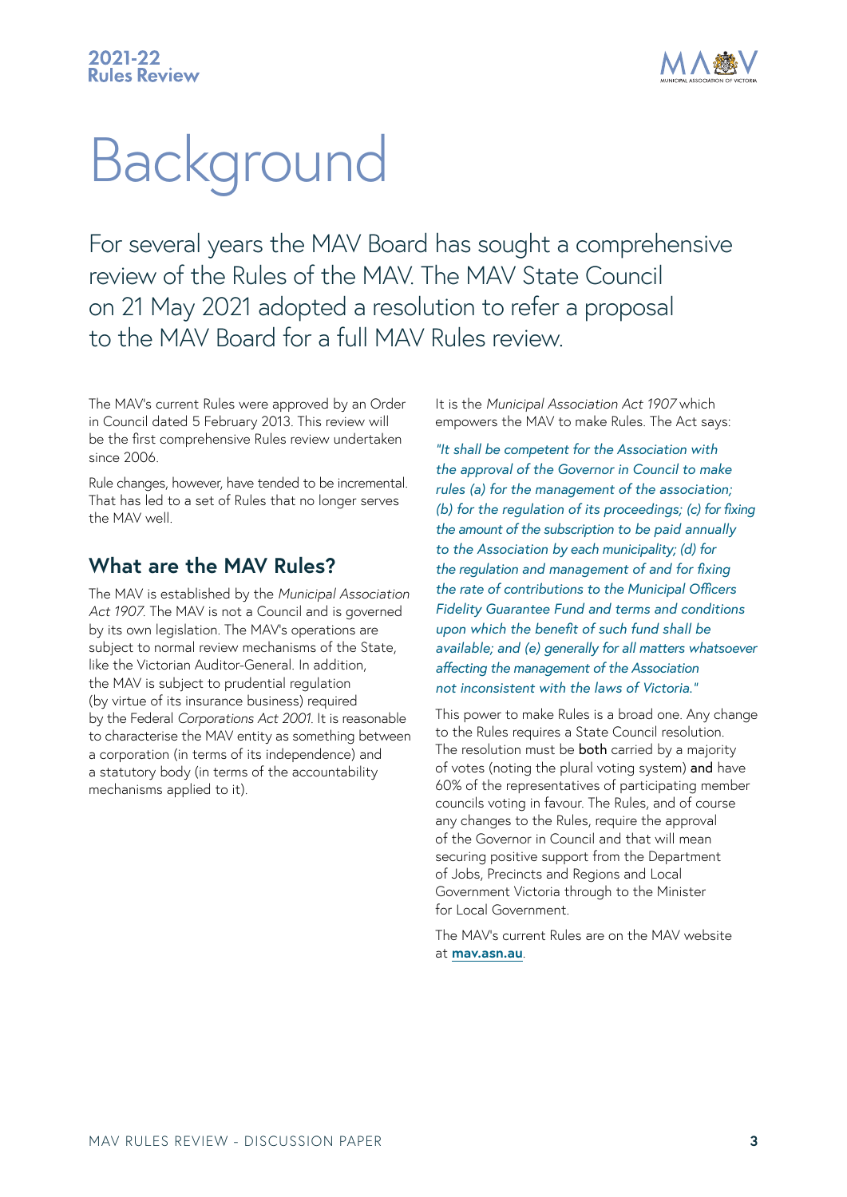# Background

For several years the MAV Board has sought a comprehensive review of the Rules of the MAV. The MAV State Council on 21 May 2021 adopted a resolution to refer a proposal to the MAV Board for a full MAV Rules review.

The MAV's current Rules were approved by an Order in Council dated 5 February 2013. This review will be the first comprehensive Rules review undertaken since 2006.

Rule changes, however, have tended to be incremental. That has led to a set of Rules that no longer serves the MAV well.

## What are the MAV Rules?

The MAV is established by the *Municipal Association Act 1907*. The MAV is not a Council and is governed by its own legislation. The MAV's operations are subject to normal review mechanisms of the State, like the Victorian Auditor-General. In addition, the MAV is subject to prudential regulation (by virtue of its insurance business) required by the Federal *Corporations Act 2001*. It is reasonable to characterise the MAV entity as something between a corporation (in terms of its independence) and a statutory body (in terms of the accountability mechanisms applied to it).

It is the *Municipal Association Act 1907* which empowers the MAV to make Rules. The Act says:

*"It shall be competent for the Association with the approval of the Governor in Council to make rules (a) for the management of the association; (b) for the regulation of its proceedings; (c) for fixing the amount of the subscription to be paid annually to the Association by each municipality; (d) for the regulation and management of and for fixing the rate of contributions to the Municipal Officers Fidelity Guarantee Fund and terms and conditions upon which the benefit of such fund shall be available; and (e) generally for all matters whatsoever affecting the management of the Association not inconsistent with the laws of Victoria."*

This power to make Rules is a broad one. Any change to the Rules requires a State Council resolution. The resolution must be **both** carried by a majority of votes (noting the plural voting system) **and** have 60% of the representatives of participating member councils voting in favour. The Rules, and of course any changes to the Rules, require the approval of the Governor in Council and that will mean securing positive support from the Department of Jobs, Precincts and Regions and Local Government Victoria through to the Minister for Local Government.

The MAV's current Rules are on the MAV website at **mav.asn.au**.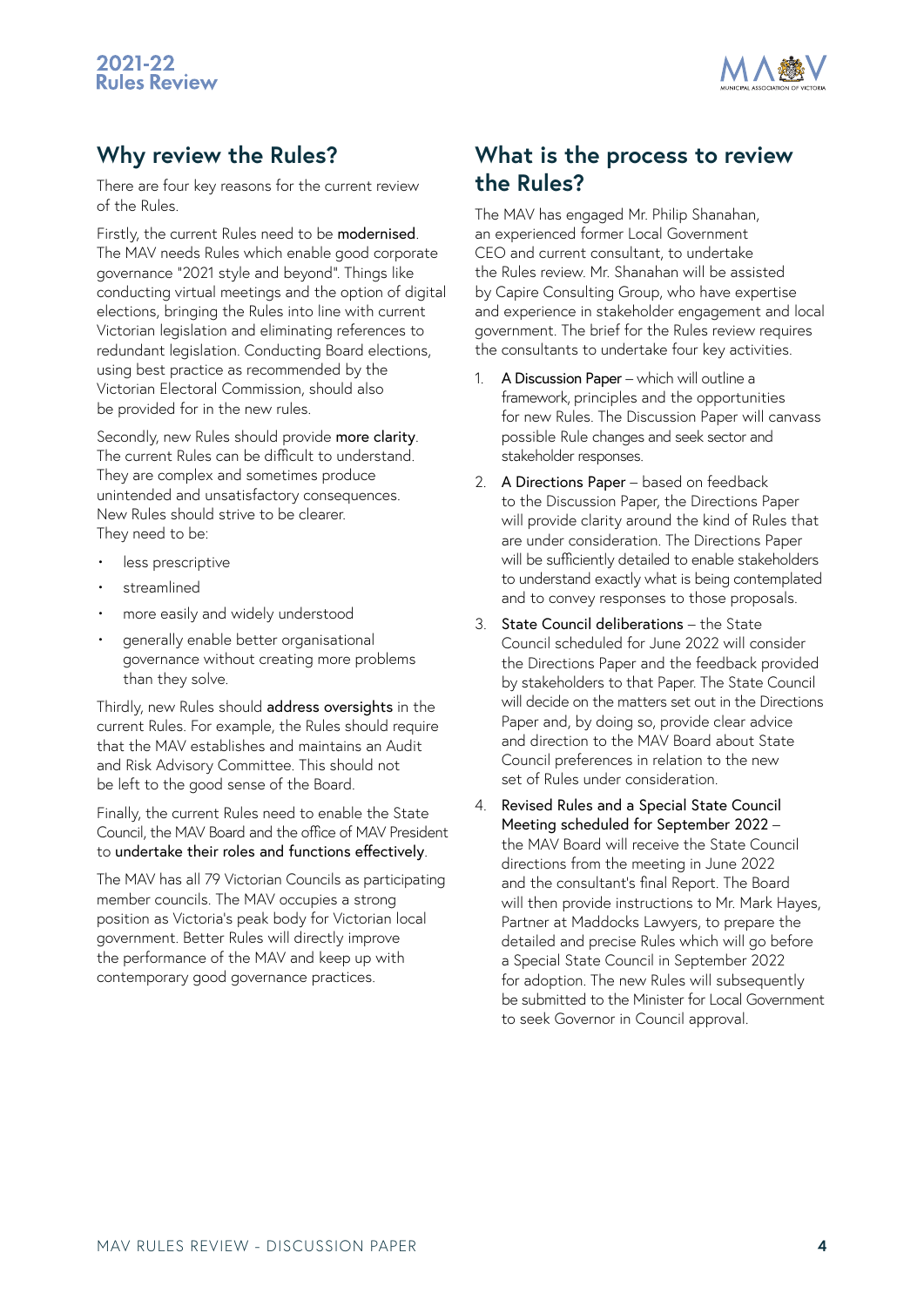## Why review the Rules?

There are four key reasons for the current review of the Rules.

Firstly, the current Rules need to be **modernised**. The MAV needs Rules which enable good corporate governance "2021 style and beyond". Things like conducting virtual meetings and the option of digital elections, bringing the Rules into line with current Victorian legislation and eliminating references to redundant legislation. Conducting Board elections, using best practice as recommended by the Victorian Electoral Commission, should also be provided for in the new rules.

Secondly, new Rules should provide **more clarity**. The current Rules can be difficult to understand. They are complex and sometimes produce unintended and unsatisfactory consequences. New Rules should strive to be clearer. They need to be:

- less prescriptive
- streamlined
- more easily and widely understood
- generally enable better organisational governance without creating more problems than they solve.

Thirdly, new Rules should **address oversights** in the current Rules. For example, the Rules should require that the MAV establishes and maintains an Audit and Risk Advisory Committee. This should not be left to the good sense of the Board.

Finally, the current Rules need to enable the State Council, the MAV Board and the office of MAV President to **undertake their roles and functions effectively**.

The MAV has all 79 Victorian Councils as participating member councils. The MAV occupies a strong position as Victoria's peak body for Victorian local government. Better Rules will directly improve the performance of the MAV and keep up with contemporary good governance practices.

## What is the process to review the Rules?

The MAV has engaged Mr. Philip Shanahan, an experienced former Local Government CEO and current consultant, to undertake the Rules review. Mr. Shanahan will be assisted by Capire Consulting Group, who have expertise and experience in stakeholder engagement and local government. The brief for the Rules review requires the consultants to undertake four key activities.

1. **A Discussion Paper** – which will outline a framework, principles and the opportunities for new Rules. The Discussion Paper will canvass possible Rule changes and seek sector and stakeholder responses.
2. **A Directions Paper** – based on feedback to the Discussion Paper, the Directions Paper will provide clarity around the kind of Rules that are under consideration. The Directions Paper will be sufficiently detailed to enable stakeholders to understand exactly what is being contemplated and to convey responses to those proposals.
3. **State Council deliberations** – the State Council scheduled for June 2022 will consider the Directions Paper and the feedback provided by stakeholders to that Paper. The State Council will decide on the matters set out in the Directions Paper and, by doing so, provide clear advice and direction to the MAV Board about State Council preferences in relation to the new set of Rules under consideration.
4. **Revised Rules and a Special State Council Meeting scheduled for September 2022** – the MAV Board will receive the State Council directions from the meeting in June 2022 and the consultant's final Report. The Board will then provide instructions to Mr. Mark Hayes, Partner at Maddocks Lawyers, to prepare the detailed and precise Rules which will go before a Special State Council in September 2022 for adoption. The new Rules will subsequently be submitted to the Minister for Local Government to seek Governor in Council approval.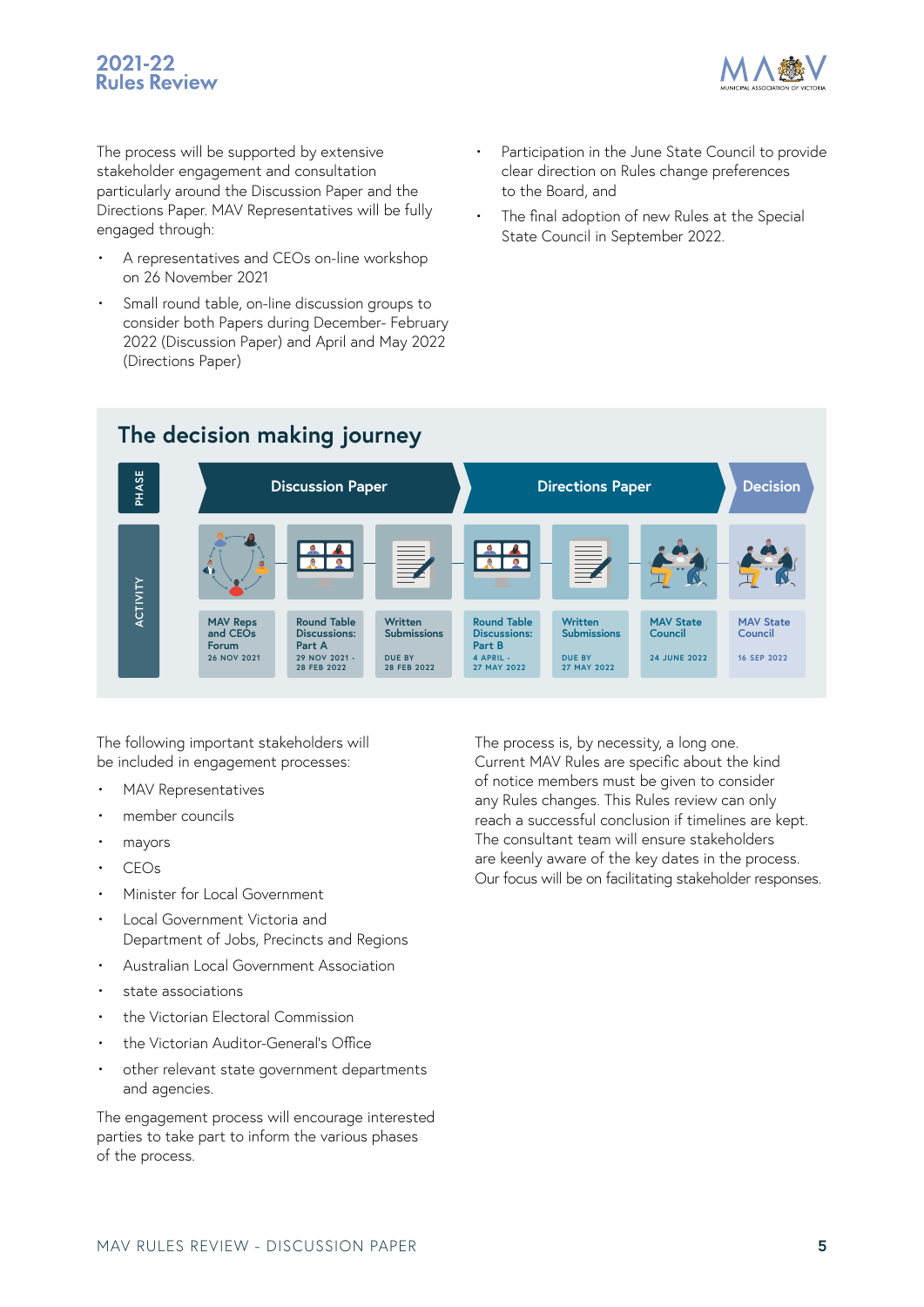The process will be supported by extensive stakeholder engagement and consultation particularly around the Discussion Paper and the Directions Paper. MAV Representatives will be fully engaged through:

- A representatives and CEOs on-line workshop on 26 November 2021
- Small round table, on-line discussion groups to consider both Papers during December- February 2022 (Discussion Paper) and April and May 2022 (Directions Paper)
- Participation in the June State Council to provide clear direction on Rules change preferences to the Board, and
- The final adoption of new Rules at the Special State Council in September 2022.

## The decision making journey

| PHASE | Discussion Paper | | | Directions Paper | | | Decision |
|---|---|---|---|---|---|---|---|
| ACTIVITY | MAV Reps and CEOs Forum 26 NOV 2021 | Round Table Discussions: Part A 29 NOV 2021 - 28 FEB 2022 | Written Submissions DUE BY 28 FEB 2022 | Round Table Discussions: Part B 4 APRIL - 27 MAY 2022 | Written Submissions DUE BY 27 MAY 2022 | MAV State Council 24 JUNE 2022 | MAV State Council 16 SEP 2022 |

The following important stakeholders will be included in engagement processes:

- MAV Representatives
- member councils
- mayors
- CEOs
- Minister for Local Government
- Local Government Victoria and Department of Jobs, Precincts and Regions
- Australian Local Government Association
- state associations
- the Victorian Electoral Commission
- the Victorian Auditor-General's Office
- other relevant state government departments and agencies.

The engagement process will encourage interested parties to take part to inform the various phases of the process.

The process is, by necessity, a long one. Current MAV Rules are specific about the kind of notice members must be given to consider any Rules changes. This Rules review can only reach a successful conclusion if timelines are kept. The consultant team will ensure stakeholders are keenly aware of the key dates in the process. Our focus will be on facilitating stakeholder responses.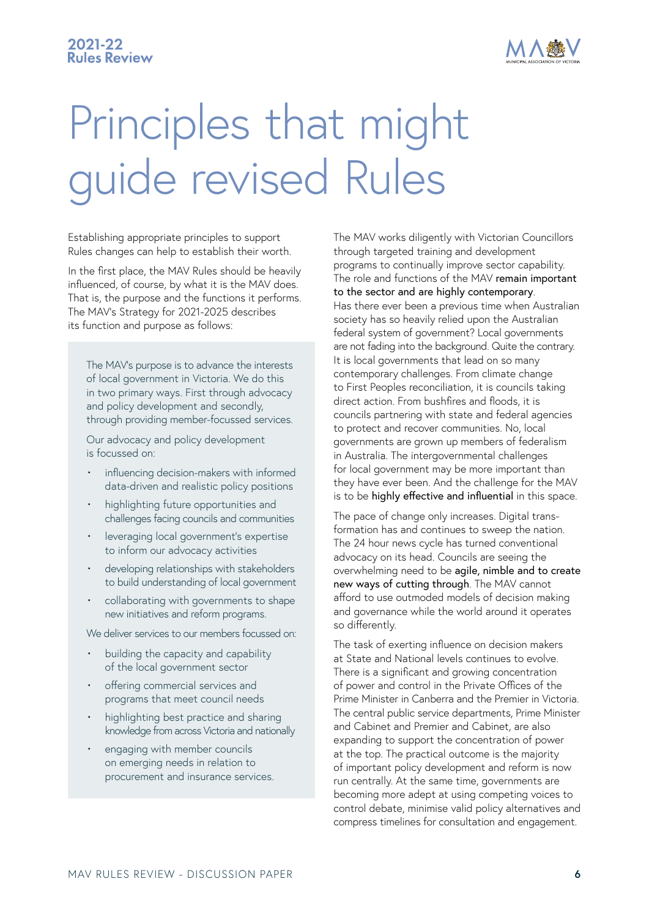# Principles that might guide revised Rules

Establishing appropriate principles to support Rules changes can help to establish their worth.

In the first place, the MAV Rules should be heavily influenced, of course, by what it is the MAV does. That is, the purpose and the functions it performs. The MAV's Strategy for 2021-2025 describes its function and purpose as follows:

> The MAV's purpose is to advance the interests of local government in Victoria. We do this in two primary ways. First through advocacy and policy development and secondly, through providing member-focussed services.
>
> Our advocacy and policy development is focussed on:
>
> - influencing decision-makers with informed data-driven and realistic policy positions
> - highlighting future opportunities and challenges facing councils and communities
> - leveraging local government's expertise to inform our advocacy activities
> - developing relationships with stakeholders to build understanding of local government
> - collaborating with governments to shape new initiatives and reform programs.
>
> We deliver services to our members focussed on:
>
> - building the capacity and capability of the local government sector
> - offering commercial services and programs that meet council needs
> - highlighting best practice and sharing knowledge from across Victoria and nationally
> - engaging with member councils on emerging needs in relation to procurement and insurance services.

The MAV works diligently with Victorian Councillors through targeted training and development programs to continually improve sector capability. The role and functions of the MAV **remain important to the sector and are highly contemporary**. Has there ever been a previous time when Australian society has so heavily relied upon the Australian federal system of government? Local governments are not fading into the background. Quite the contrary. It is local governments that lead on so many contemporary challenges. From climate change to First Peoples reconciliation, it is councils taking direct action. From bushfires and floods, it is councils partnering with state and federal agencies to protect and recover communities. No, local governments are grown up members of federalism in Australia. The intergovernmental challenges for local government may be more important than they have ever been. And the challenge for the MAV is to be **highly effective and influential** in this space.

The pace of change only increases. Digital transformation has and continues to sweep the nation. The 24 hour news cycle has turned conventional advocacy on its head. Councils are seeing the overwhelming need to be **agile, nimble and to create new ways of cutting through**. The MAV cannot afford to use outmoded models of decision making and governance while the world around it operates so differently.

The task of exerting influence on decision makers at State and National levels continues to evolve. There is a significant and growing concentration of power and control in the Private Offices of the Prime Minister in Canberra and the Premier in Victoria. The central public service departments, Prime Minister and Cabinet and Premier and Cabinet, are also expanding to support the concentration of power at the top. The practical outcome is the majority of important policy development and reform is now run centrally. At the same time, governments are becoming more adept at using competing voices to control debate, minimise valid policy alternatives and compress timelines for consultation and engagement.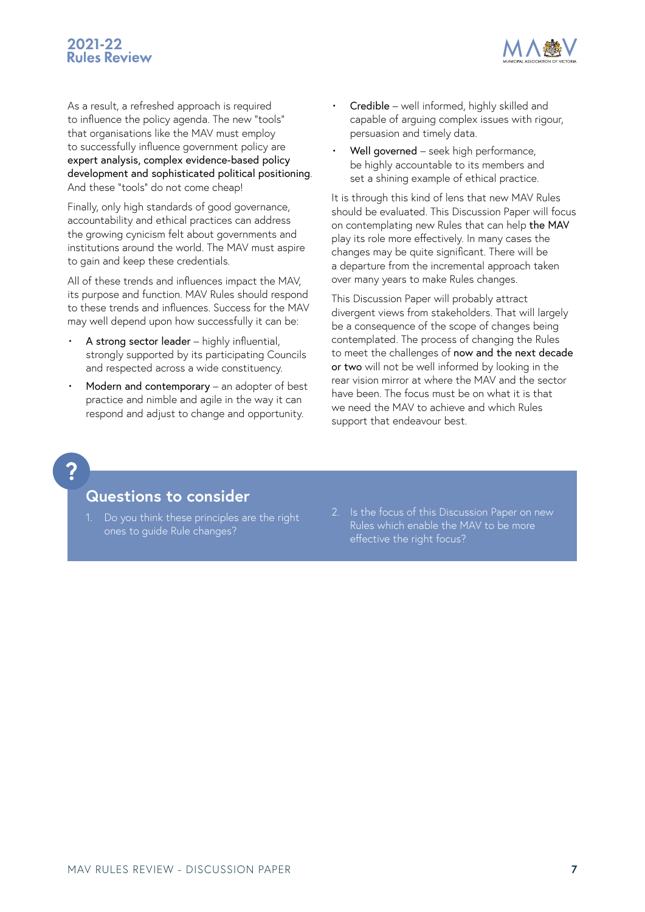As a result, a refreshed approach is required to influence the policy agenda. The new "tools" that organisations like the MAV must employ to successfully influence government policy are **expert analysis, complex evidence-based policy development and sophisticated political positioning**. And these "tools" do not come cheap!

Finally, only high standards of good governance, accountability and ethical practices can address the growing cynicism felt about governments and institutions around the world. The MAV must aspire to gain and keep these credentials.

All of these trends and influences impact the MAV, its purpose and function. MAV Rules should respond to these trends and influences. Success for the MAV may well depend upon how successfully it can be:

- **A strong sector leader** – highly influential, strongly supported by its participating Councils and respected across a wide constituency.
- **Modern and contemporary** – an adopter of best practice and nimble and agile in the way it can respond and adjust to change and opportunity.
- **Credible** – well informed, highly skilled and capable of arguing complex issues with rigour, persuasion and timely data.
- **Well governed** – seek high performance, be highly accountable to its members and set a shining example of ethical practice.

It is through this kind of lens that new MAV Rules should be evaluated. This Discussion Paper will focus on contemplating new Rules that can help **the MAV** play its role more effectively. In many cases the changes may be quite significant. There will be a departure from the incremental approach taken over many years to make Rules changes.

This Discussion Paper will probably attract divergent views from stakeholders. That will largely be a consequence of the scope of changes being contemplated. The process of changing the Rules to meet the challenges of **now and the next decade or two** will not be well informed by looking in the rear vision mirror at where the MAV and the sector have been. The focus must be on what it is that we need the MAV to achieve and which Rules support that endeavour best.

## Questions to consider

1. Do you think these principles are the right ones to guide Rule changes?
2. Is the focus of this Discussion Paper on new Rules which enable the MAV to be more effective the right focus?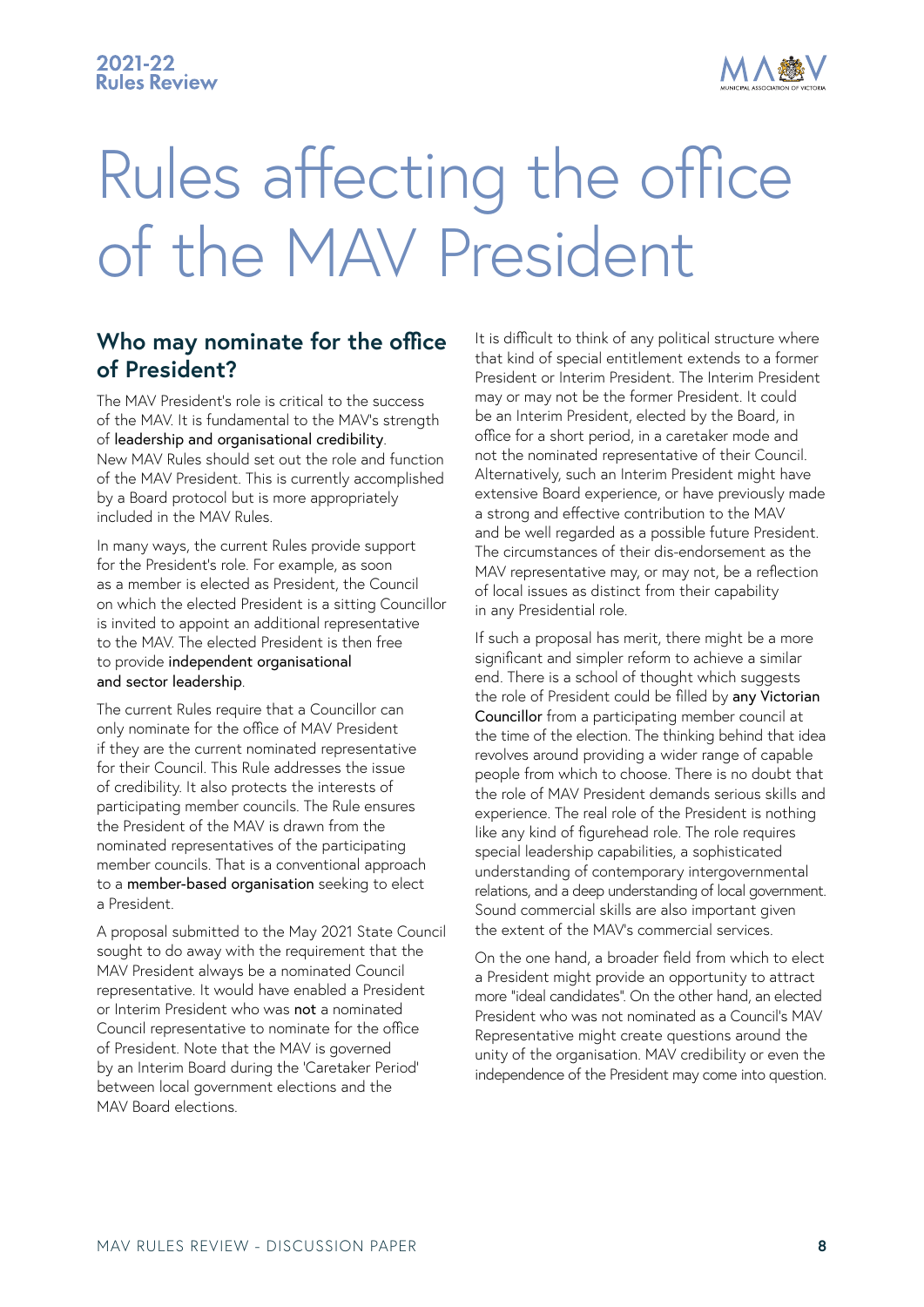# Rules affecting the office of the MAV President

## Who may nominate for the office of President?

The MAV President's role is critical to the success of the MAV. It is fundamental to the MAV's strength of **leadership and organisational credibility**. New MAV Rules should set out the role and function of the MAV President. This is currently accomplished by a Board protocol but is more appropriately included in the MAV Rules.

In many ways, the current Rules provide support for the President's role. For example, as soon as a member is elected as President, the Council on which the elected President is a sitting Councillor is invited to appoint an additional representative to the MAV. The elected President is then free to provide **independent organisational and sector leadership**.

The current Rules require that a Councillor can only nominate for the office of MAV President if they are the current nominated representative for their Council. This Rule addresses the issue of credibility. It also protects the interests of participating member councils. The Rule ensures the President of the MAV is drawn from the nominated representatives of the participating member councils. That is a conventional approach to a **member-based organisation** seeking to elect a President.

A proposal submitted to the May 2021 State Council sought to do away with the requirement that the MAV President always be a nominated Council representative. It would have enabled a President or Interim President who was **not** a nominated Council representative to nominate for the office of President. Note that the MAV is governed by an Interim Board during the 'Caretaker Period' between local government elections and the MAV Board elections.

It is difficult to think of any political structure where that kind of special entitlement extends to a former President or Interim President. The Interim President may or may not be the former President. It could be an Interim President, elected by the Board, in office for a short period, in a caretaker mode and not the nominated representative of their Council. Alternatively, such an Interim President might have extensive Board experience, or have previously made a strong and effective contribution to the MAV and be well regarded as a possible future President. The circumstances of their dis-endorsement as the MAV representative may, or may not, be a reflection of local issues as distinct from their capability in any Presidential role.

If such a proposal has merit, there might be a more significant and simpler reform to achieve a similar end. There is a school of thought which suggests the role of President could be filled by **any Victorian Councillor** from a participating member council at the time of the election. The thinking behind that idea revolves around providing a wider range of capable people from which to choose. There is no doubt that the role of MAV President demands serious skills and experience. The real role of the President is nothing like any kind of figurehead role. The role requires special leadership capabilities, a sophisticated understanding of contemporary intergovernmental relations, and a deep understanding of local government. Sound commercial skills are also important given the extent of the MAV's commercial services.

On the one hand, a broader field from which to elect a President might provide an opportunity to attract more "ideal candidates". On the other hand, an elected President who was not nominated as a Council's MAV Representative might create questions around the unity of the organisation. MAV credibility or even the independence of the President may come into question.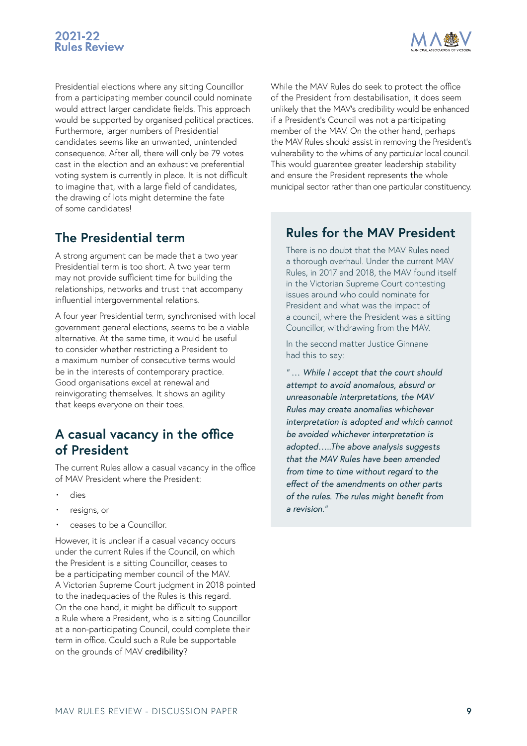Presidential elections where any sitting Councillor from a participating member council could nominate would attract larger candidate fields. This approach would be supported by organised political practices. Furthermore, larger numbers of Presidential candidates seems like an unwanted, unintended consequence. After all, there will only be 79 votes cast in the election and an exhaustive preferential voting system is currently in place. It is not difficult to imagine that, with a large field of candidates, the drawing of lots might determine the fate of some candidates!

## The Presidential term

A strong argument can be made that a two year Presidential term is too short. A two year term may not provide sufficient time for building the relationships, networks and trust that accompany influential intergovernmental relations.

A four year Presidential term, synchronised with local government general elections, seems to be a viable alternative. At the same time, it would be useful to consider whether restricting a President to a maximum number of consecutive terms would be in the interests of contemporary practice. Good organisations excel at renewal and reinvigorating themselves. It shows an agility that keeps everyone on their toes.

## A casual vacancy in the office of President

The current Rules allow a casual vacancy in the office of MAV President where the President:

- dies
- resigns, or
- ceases to be a Councillor.

However, it is unclear if a casual vacancy occurs under the current Rules if the Council, on which the President is a sitting Councillor, ceases to be a participating member council of the MAV. A Victorian Supreme Court judgment in 2018 pointed to the inadequacies of the Rules is this regard. On the one hand, it might be difficult to support a Rule where a President, who is a sitting Councillor at a non-participating Council, could complete their term in office. Could such a Rule be supportable on the grounds of MAV credibility?

While the MAV Rules do seek to protect the office of the President from destabilisation, it does seem unlikely that the MAV's credibility would be enhanced if a President's Council was not a participating member of the MAV. On the other hand, perhaps the MAV Rules should assist in removing the President's vulnerability to the whims of any particular local council. This would guarantee greater leadership stability and ensure the President represents the whole municipal sector rather than one particular constituency.

## Rules for the MAV President

There is no doubt that the MAV Rules need a thorough overhaul. Under the current MAV Rules, in 2017 and 2018, the MAV found itself in the Victorian Supreme Court contesting issues around who could nominate for President and what was the impact of a council, where the President was a sitting Councillor, withdrawing from the MAV.

In the second matter Justice Ginnane had this to say:

*" … While I accept that the court should attempt to avoid anomalous, absurd or unreasonable interpretations, the MAV Rules may create anomalies whichever interpretation is adopted and which cannot be avoided whichever interpretation is adopted…..The above analysis suggests that the MAV Rules have been amended from time to time without regard to the effect of the amendments on other parts of the rules. The rules might benefit from a revision."*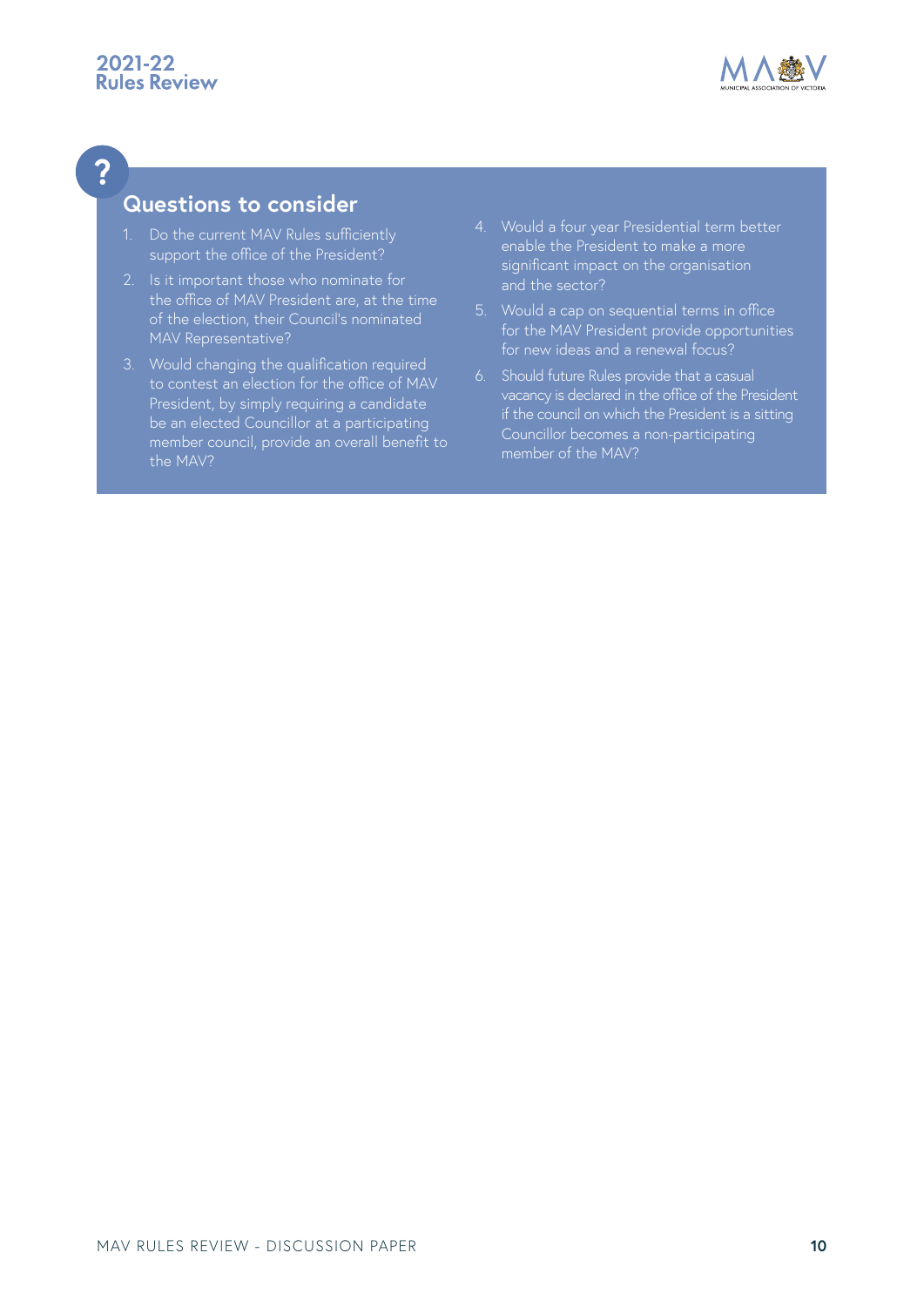## Questions to consider

1. Do the current MAV Rules sufficiently support the office of the President?
2. Is it important those who nominate for the office of MAV President are, at the time of the election, their Council's nominated MAV Representative?
3. Would changing the qualification required to contest an election for the office of MAV President, by simply requiring a candidate be an elected Councillor at a participating member council, provide an overall benefit to the MAV?
4. Would a four year Presidential term better enable the President to make a more significant impact on the organisation and the sector?
5. Would a cap on sequential terms in office for the MAV President provide opportunities for new ideas and a renewal focus?
6. Should future Rules provide that a casual vacancy is declared in the office of the President if the council on which the President is a sitting Councillor becomes a non-participating member of the MAV?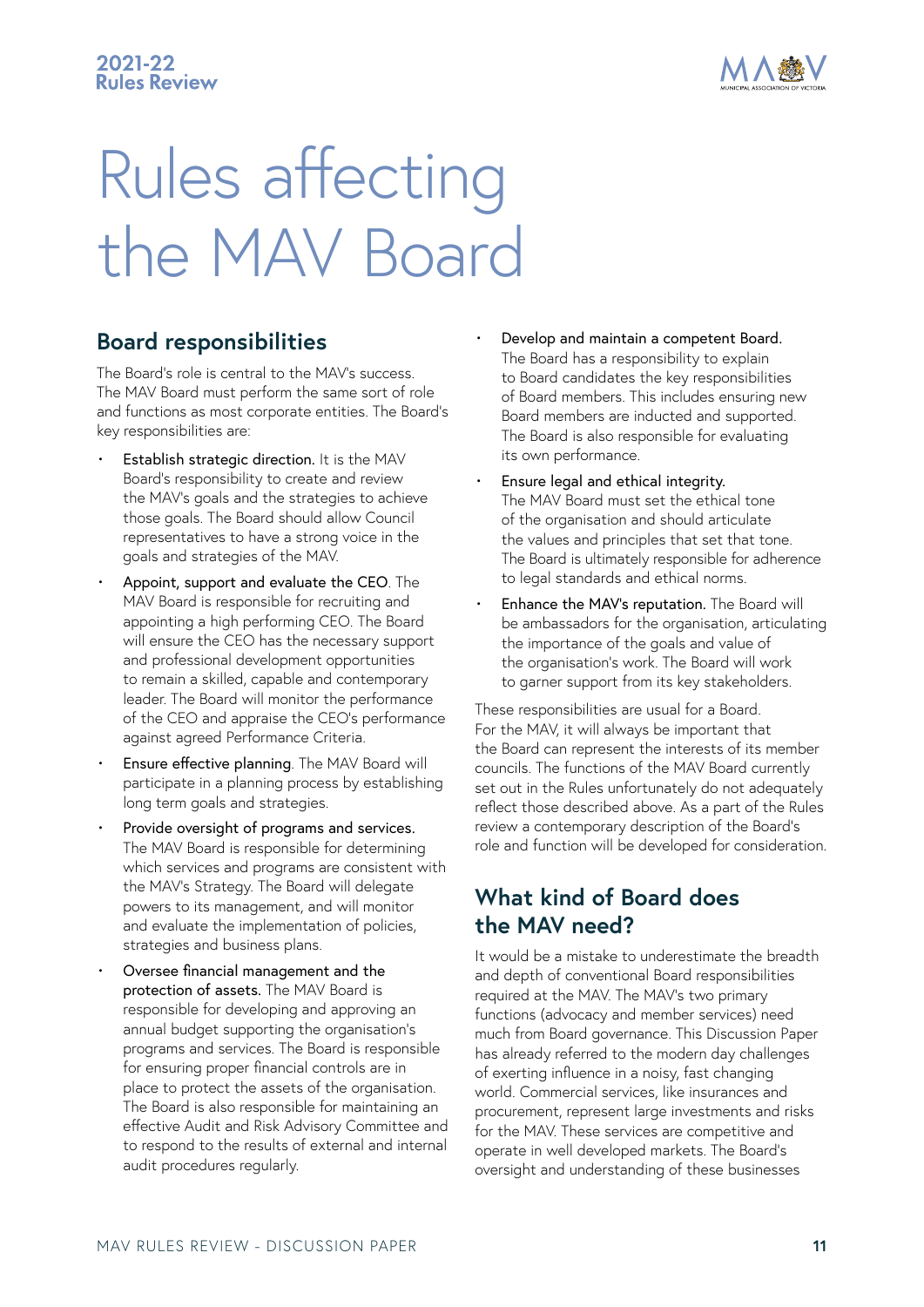# Rules affecting the MAV Board

## Board responsibilities

The Board's role is central to the MAV's success. The MAV Board must perform the same sort of role and functions as most corporate entities. The Board's key responsibilities are:

- Establish strategic direction. It is the MAV Board's responsibility to create and review the MAV's goals and the strategies to achieve those goals. The Board should allow Council representatives to have a strong voice in the goals and strategies of the MAV.
- Appoint, support and evaluate the CEO. The MAV Board is responsible for recruiting and appointing a high performing CEO. The Board will ensure the CEO has the necessary support and professional development opportunities to remain a skilled, capable and contemporary leader. The Board will monitor the performance of the CEO and appraise the CEO's performance against agreed Performance Criteria.
- Ensure effective planning. The MAV Board will participate in a planning process by establishing long term goals and strategies.
- Provide oversight of programs and services. The MAV Board is responsible for determining which services and programs are consistent with the MAV's Strategy. The Board will delegate powers to its management, and will monitor and evaluate the implementation of policies, strategies and business plans.
- Oversee financial management and the protection of assets. The MAV Board is responsible for developing and approving an annual budget supporting the organisation's programs and services. The Board is responsible for ensuring proper financial controls are in place to protect the assets of the organisation. The Board is also responsible for maintaining an effective Audit and Risk Advisory Committee and to respond to the results of external and internal audit procedures regularly.
- Develop and maintain a competent Board. The Board has a responsibility to explain to Board candidates the key responsibilities of Board members. This includes ensuring new Board members are inducted and supported. The Board is also responsible for evaluating its own performance.
- Ensure legal and ethical integrity. The MAV Board must set the ethical tone of the organisation and should articulate the values and principles that set that tone. The Board is ultimately responsible for adherence to legal standards and ethical norms.
- Enhance the MAV's reputation. The Board will be ambassadors for the organisation, articulating the importance of the goals and value of the organisation's work. The Board will work to garner support from its key stakeholders.

These responsibilities are usual for a Board. For the MAV, it will always be important that the Board can represent the interests of its member councils. The functions of the MAV Board currently set out in the Rules unfortunately do not adequately reflect those described above. As a part of the Rules review a contemporary description of the Board's role and function will be developed for consideration.

## What kind of Board does the MAV need?

It would be a mistake to underestimate the breadth and depth of conventional Board responsibilities required at the MAV. The MAV's two primary functions (advocacy and member services) need much from Board governance. This Discussion Paper has already referred to the modern day challenges of exerting influence in a noisy, fast changing world. Commercial services, like insurances and procurement, represent large investments and risks for the MAV. These services are competitive and operate in well developed markets. The Board's oversight and understanding of these businesses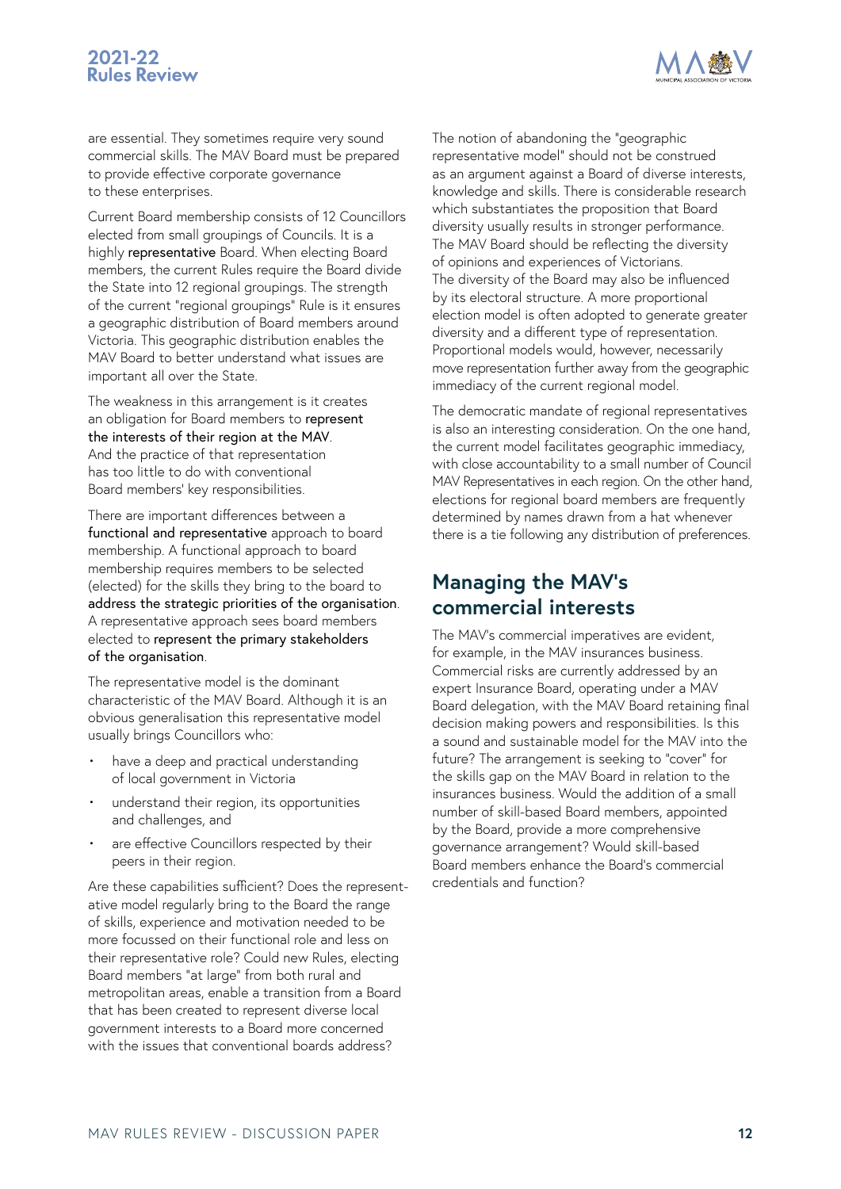are essential. They sometimes require very sound commercial skills. The MAV Board must be prepared to provide effective corporate governance to these enterprises.

Current Board membership consists of 12 Councillors elected from small groupings of Councils. It is a highly representative Board. When electing Board members, the current Rules require the Board divide the State into 12 regional groupings. The strength of the current "regional groupings" Rule is it ensures a geographic distribution of Board members around Victoria. This geographic distribution enables the MAV Board to better understand what issues are important all over the State.

The weakness in this arrangement is it creates an obligation for Board members to represent the interests of their region at the MAV. And the practice of that representation has too little to do with conventional Board members' key responsibilities.

There are important differences between a functional and representative approach to board membership. A functional approach to board membership requires members to be selected (elected) for the skills they bring to the board to address the strategic priorities of the organisation. A representative approach sees board members elected to represent the primary stakeholders of the organisation.

The representative model is the dominant characteristic of the MAV Board. Although it is an obvious generalisation this representative model usually brings Councillors who:

- have a deep and practical understanding of local government in Victoria
- understand their region, its opportunities and challenges, and
- are effective Councillors respected by their peers in their region.

Are these capabilities sufficient? Does the representative model regularly bring to the Board the range of skills, experience and motivation needed to be more focussed on their functional role and less on their representative role? Could new Rules, electing Board members "at large" from both rural and metropolitan areas, enable a transition from a Board that has been created to represent diverse local government interests to a Board more concerned with the issues that conventional boards address?

The notion of abandoning the "geographic representative model" should not be construed as an argument against a Board of diverse interests, knowledge and skills. There is considerable research which substantiates the proposition that Board diversity usually results in stronger performance. The MAV Board should be reflecting the diversity of opinions and experiences of Victorians. The diversity of the Board may also be influenced by its electoral structure. A more proportional election model is often adopted to generate greater diversity and a different type of representation. Proportional models would, however, necessarily move representation further away from the geographic immediacy of the current regional model.

The democratic mandate of regional representatives is also an interesting consideration. On the one hand, the current model facilitates geographic immediacy, with close accountability to a small number of Council MAV Representatives in each region. On the other hand, elections for regional board members are frequently determined by names drawn from a hat whenever there is a tie following any distribution of preferences.

## Managing the MAV's commercial interests

The MAV's commercial imperatives are evident, for example, in the MAV insurances business. Commercial risks are currently addressed by an expert Insurance Board, operating under a MAV Board delegation, with the MAV Board retaining final decision making powers and responsibilities. Is this a sound and sustainable model for the MAV into the future? The arrangement is seeking to "cover" for the skills gap on the MAV Board in relation to the insurances business. Would the addition of a small number of skill-based Board members, appointed by the Board, provide a more comprehensive governance arrangement? Would skill-based Board members enhance the Board's commercial credentials and function?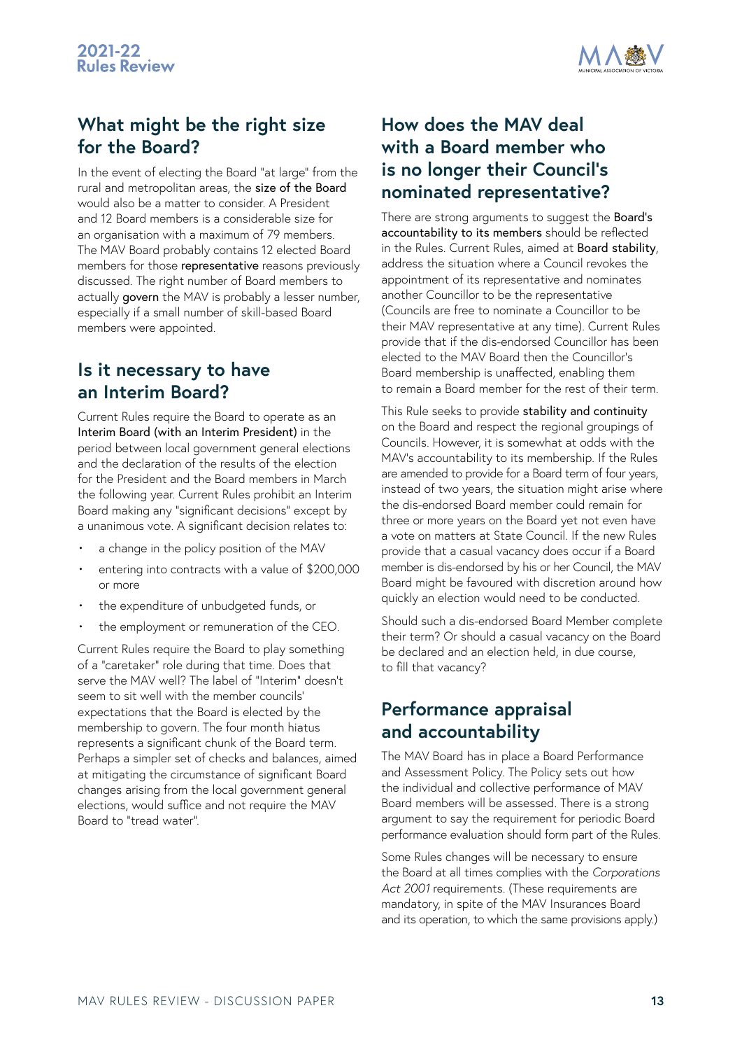## What might be the right size for the Board?

In the event of electing the Board "at large" from the rural and metropolitan areas, the size of the Board would also be a matter to consider. A President and 12 Board members is a considerable size for an organisation with a maximum of 79 members. The MAV Board probably contains 12 elected Board members for those representative reasons previously discussed. The right number of Board members to actually govern the MAV is probably a lesser number, especially if a small number of skill-based Board members were appointed.

## Is it necessary to have an Interim Board?

Current Rules require the Board to operate as an Interim Board (with an Interim President) in the period between local government general elections and the declaration of the results of the election for the President and the Board members in March the following year. Current Rules prohibit an Interim Board making any "significant decisions" except by a unanimous vote. A significant decision relates to:

- a change in the policy position of the MAV
- entering into contracts with a value of $200,000 or more
- the expenditure of unbudgeted funds, or
- the employment or remuneration of the CEO.

Current Rules require the Board to play something of a "caretaker" role during that time. Does that serve the MAV well? The label of "Interim" doesn't seem to sit well with the member councils' expectations that the Board is elected by the membership to govern. The four month hiatus represents a significant chunk of the Board term. Perhaps a simpler set of checks and balances, aimed at mitigating the circumstance of significant Board changes arising from the local government general elections, would suffice and not require the MAV Board to "tread water".

## How does the MAV deal with a Board member who is no longer their Council's nominated representative?

There are strong arguments to suggest the Board's accountability to its members should be reflected in the Rules. Current Rules, aimed at Board stability, address the situation where a Council revokes the appointment of its representative and nominates another Councillor to be the representative (Councils are free to nominate a Councillor to be their MAV representative at any time). Current Rules provide that if the dis-endorsed Councillor has been elected to the MAV Board then the Councillor's Board membership is unaffected, enabling them to remain a Board member for the rest of their term.

This Rule seeks to provide stability and continuity on the Board and respect the regional groupings of Councils. However, it is somewhat at odds with the MAV's accountability to its membership. If the Rules are amended to provide for a Board term of four years, instead of two years, the situation might arise where the dis-endorsed Board member could remain for three or more years on the Board yet not even have a vote on matters at State Council. If the new Rules provide that a casual vacancy does occur if a Board member is dis-endorsed by his or her Council, the MAV Board might be favoured with discretion around how quickly an election would need to be conducted.

Should such a dis-endorsed Board Member complete their term? Or should a casual vacancy on the Board be declared and an election held, in due course, to fill that vacancy?

## Performance appraisal and accountability

The MAV Board has in place a Board Performance and Assessment Policy. The Policy sets out how the individual and collective performance of MAV Board members will be assessed. There is a strong argument to say the requirement for periodic Board performance evaluation should form part of the Rules.

Some Rules changes will be necessary to ensure the Board at all times complies with the *Corporations Act 2001* requirements. (These requirements are mandatory, in spite of the MAV Insurances Board and its operation, to which the same provisions apply.)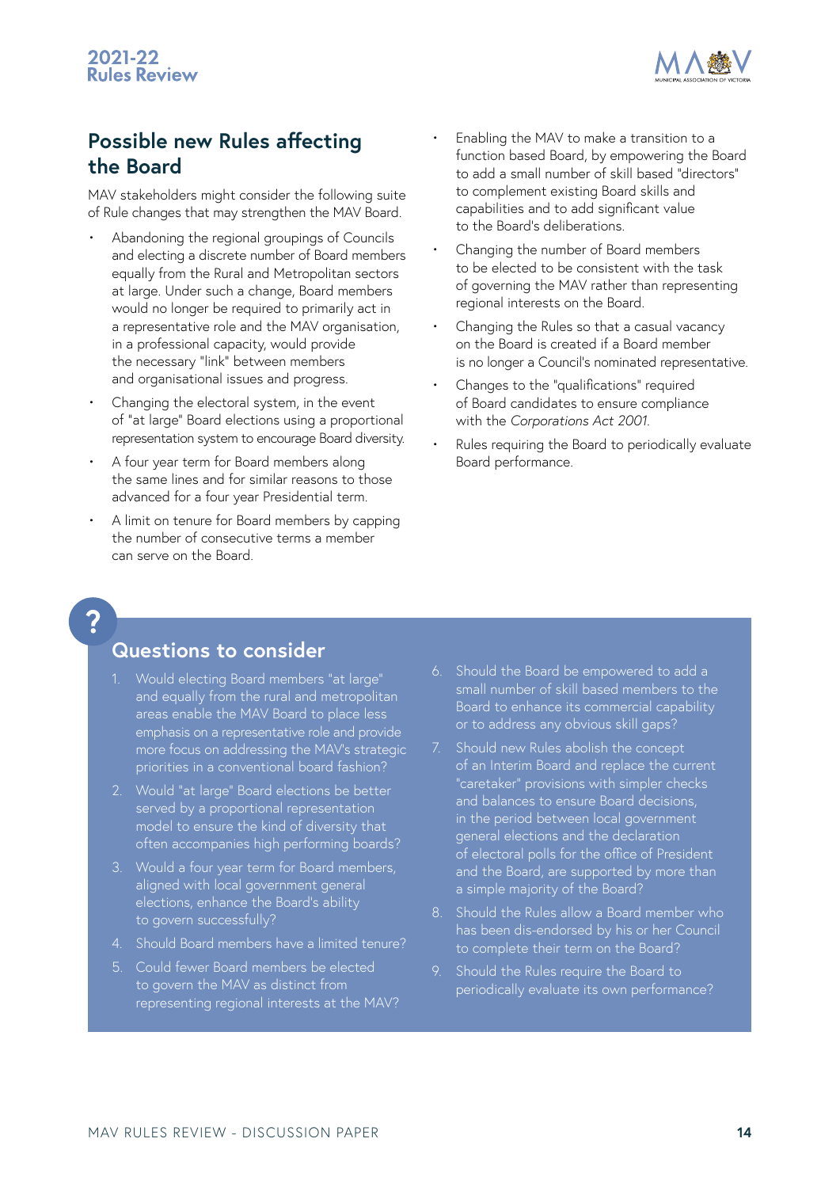## Possible new Rules affecting the Board

MAV stakeholders might consider the following suite of Rule changes that may strengthen the MAV Board.

- Abandoning the regional groupings of Councils and electing a discrete number of Board members equally from the Rural and Metropolitan sectors at large. Under such a change, Board members would no longer be required to primarily act in a representative role and the MAV organisation, in a professional capacity, would provide the necessary "link" between members and organisational issues and progress.
- Changing the electoral system, in the event of "at large" Board elections using a proportional representation system to encourage Board diversity.
- A four year term for Board members along the same lines and for similar reasons to those advanced for a four year Presidential term.
- A limit on tenure for Board members by capping the number of consecutive terms a member can serve on the Board.
- Enabling the MAV to make a transition to a function based Board, by empowering the Board to add a small number of skill based "directors" to complement existing Board skills and capabilities and to add significant value to the Board's deliberations.
- Changing the number of Board members to be elected to be consistent with the task of governing the MAV rather than representing regional interests on the Board.
- Changing the Rules so that a casual vacancy on the Board is created if a Board member is no longer a Council's nominated representative.
- Changes to the "qualifications" required of Board candidates to ensure compliance with the *Corporations Act 2001*.
- Rules requiring the Board to periodically evaluate Board performance.

### Questions to consider

1. Would electing Board members "at large" and equally from the rural and metropolitan areas enable the MAV Board to place less emphasis on a representative role and provide more focus on addressing the MAV's strategic priorities in a conventional board fashion?
2. Would "at large" Board elections be better served by a proportional representation model to ensure the kind of diversity that often accompanies high performing boards?
3. Would a four year term for Board members, aligned with local government general elections, enhance the Board's ability to govern successfully?
4. Should Board members have a limited tenure?
5. Could fewer Board members be elected to govern the MAV as distinct from representing regional interests at the MAV?
6. Should the Board be empowered to add a small number of skill based members to the Board to enhance its commercial capability or to address any obvious skill gaps?
7. Should new Rules abolish the concept of an Interim Board and replace the current "caretaker" provisions with simpler checks and balances to ensure Board decisions, in the period between local government general elections and the declaration of electoral polls for the office of President and the Board, are supported by more than a simple majority of the Board?
8. Should the Rules allow a Board member who has been dis-endorsed by his or her Council to complete their term on the Board?
9. Should the Rules require the Board to periodically evaluate its own performance?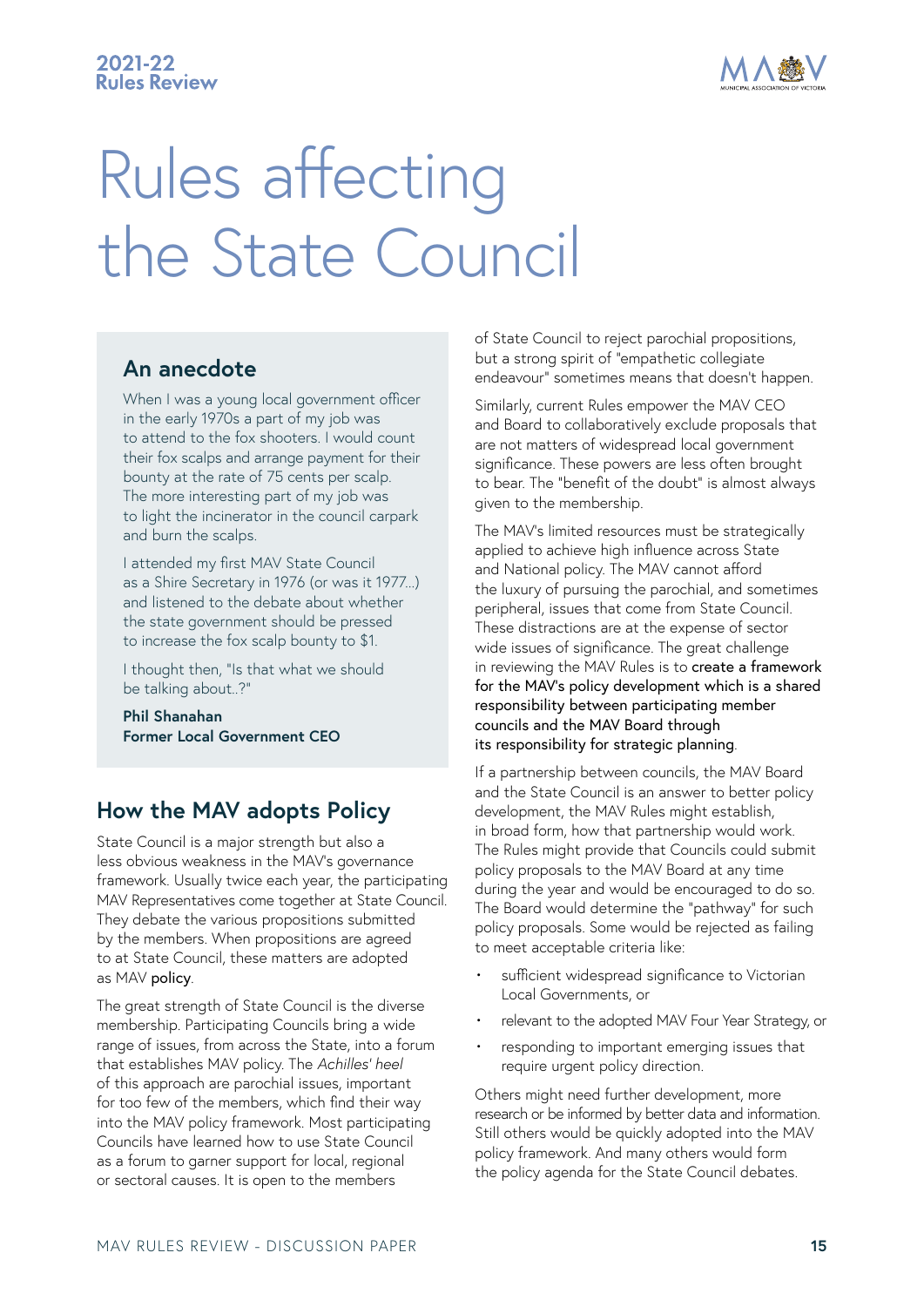# Rules affecting the State Council

## An anecdote

When I was a young local government officer in the early 1970s a part of my job was to attend to the fox shooters. I would count their fox scalps and arrange payment for their bounty at the rate of 75 cents per scalp. The more interesting part of my job was to light the incinerator in the council carpark and burn the scalps.

I attended my first MAV State Council as a Shire Secretary in 1976 (or was it 1977...) and listened to the debate about whether the state government should be pressed to increase the fox scalp bounty to $1.

I thought then, "Is that what we should be talking about..?"

**Phil Shanahan**
**Former Local Government CEO**

## How the MAV adopts Policy

State Council is a major strength but also a less obvious weakness in the MAV's governance framework. Usually twice each year, the participating MAV Representatives come together at State Council. They debate the various propositions submitted by the members. When propositions are agreed to at State Council, these matters are adopted as MAV policy.

The great strength of State Council is the diverse membership. Participating Councils bring a wide range of issues, from across the State, into a forum that establishes MAV policy. The *Achilles' heel* of this approach are parochial issues, important for too few of the members, which find their way into the MAV policy framework. Most participating Councils have learned how to use State Council as a forum to garner support for local, regional or sectoral causes. It is open to the members of State Council to reject parochial propositions, but a strong spirit of "empathetic collegiate endeavour" sometimes means that doesn't happen.

Similarly, current Rules empower the MAV CEO and Board to collaboratively exclude proposals that are not matters of widespread local government significance. These powers are less often brought to bear. The "benefit of the doubt" is almost always given to the membership.

The MAV's limited resources must be strategically applied to achieve high influence across State and National policy. The MAV cannot afford the luxury of pursuing the parochial, and sometimes peripheral, issues that come from State Council. These distractions are at the expense of sector wide issues of significance. The great challenge in reviewing the MAV Rules is to create a framework for the MAV's policy development which is a shared responsibility between participating member councils and the MAV Board through its responsibility for strategic planning.

If a partnership between councils, the MAV Board and the State Council is an answer to better policy development, the MAV Rules might establish, in broad form, how that partnership would work. The Rules might provide that Councils could submit policy proposals to the MAV Board at any time during the year and would be encouraged to do so. The Board would determine the "pathway" for such policy proposals. Some would be rejected as failing to meet acceptable criteria like:

- sufficient widespread significance to Victorian Local Governments, or
- relevant to the adopted MAV Four Year Strategy, or
- responding to important emerging issues that require urgent policy direction.

Others might need further development, more research or be informed by better data and information. Still others would be quickly adopted into the MAV policy framework. And many others would form the policy agenda for the State Council debates.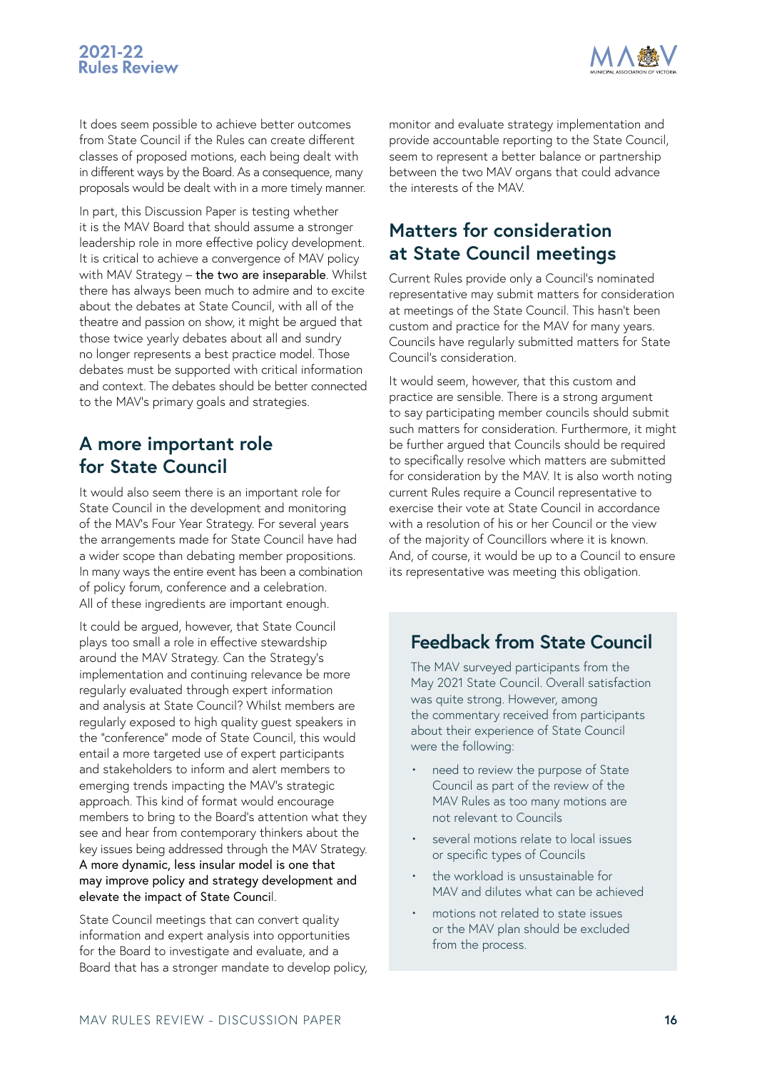It does seem possible to achieve better outcomes from State Council if the Rules can create different classes of proposed motions, each being dealt with in different ways by the Board. As a consequence, many proposals would be dealt with in a more timely manner.

In part, this Discussion Paper is testing whether it is the MAV Board that should assume a stronger leadership role in more effective policy development. It is critical to achieve a convergence of MAV policy with MAV Strategy – **the two are inseparable**. Whilst there has always been much to admire and to excite about the debates at State Council, with all of the theatre and passion on show, it might be argued that those twice yearly debates about all and sundry no longer represents a best practice model. Those debates must be supported with critical information and context. The debates should be better connected to the MAV's primary goals and strategies.

## A more important role for State Council

It would also seem there is an important role for State Council in the development and monitoring of the MAV's Four Year Strategy. For several years the arrangements made for State Council have had a wider scope than debating member propositions. In many ways the entire event has been a combination of policy forum, conference and a celebration. All of these ingredients are important enough.

It could be argued, however, that State Council plays too small a role in effective stewardship around the MAV Strategy. Can the Strategy's implementation and continuing relevance be more regularly evaluated through expert information and analysis at State Council? Whilst members are regularly exposed to high quality guest speakers in the "conference" mode of State Council, this would entail a more targeted use of expert participants and stakeholders to inform and alert members to emerging trends impacting the MAV's strategic approach. This kind of format would encourage members to bring to the Board's attention what they see and hear from contemporary thinkers about the key issues being addressed through the MAV Strategy. **A more dynamic, less insular model is one that may improve policy and strategy development and elevate the impact of State Council**.

State Council meetings that can convert quality information and expert analysis into opportunities for the Board to investigate and evaluate, and a Board that has a stronger mandate to develop policy, monitor and evaluate strategy implementation and provide accountable reporting to the State Council, seem to represent a better balance or partnership between the two MAV organs that could advance the interests of the MAV.

## Matters for consideration at State Council meetings

Current Rules provide only a Council's nominated representative may submit matters for consideration at meetings of the State Council. This hasn't been custom and practice for the MAV for many years. Councils have regularly submitted matters for State Council's consideration.

It would seem, however, that this custom and practice are sensible. There is a strong argument to say participating member councils should submit such matters for consideration. Furthermore, it might be further argued that Councils should be required to specifically resolve which matters are submitted for consideration by the MAV. It is also worth noting current Rules require a Council representative to exercise their vote at State Council in accordance with a resolution of his or her Council or the view of the majority of Councillors where it is known. And, of course, it would be up to a Council to ensure its representative was meeting this obligation.

## Feedback from State Council

The MAV surveyed participants from the May 2021 State Council. Overall satisfaction was quite strong. However, among the commentary received from participants about their experience of State Council were the following:

- need to review the purpose of State Council as part of the review of the MAV Rules as too many motions are not relevant to Councils
- several motions relate to local issues or specific types of Councils
- the workload is unsustainable for MAV and dilutes what can be achieved
- motions not related to state issues or the MAV plan should be excluded from the process.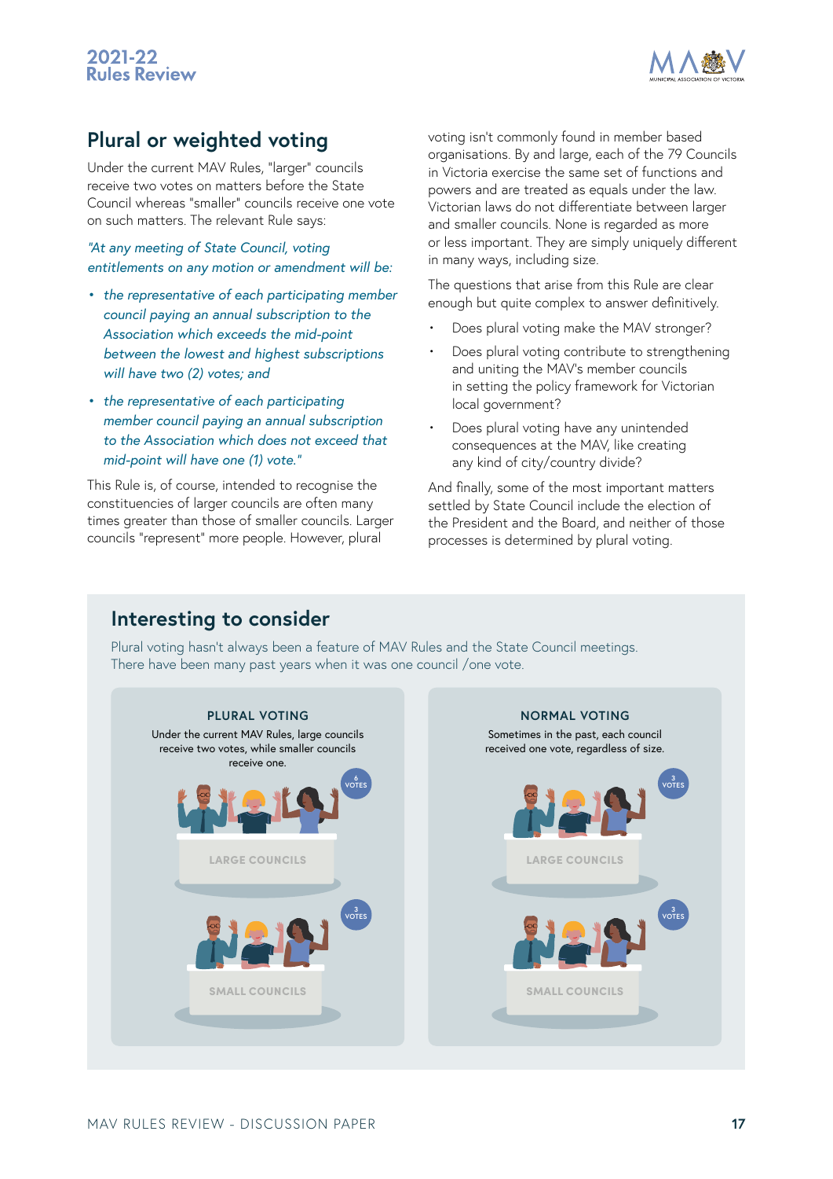## Plural or weighted voting

Under the current MAV Rules, "larger" councils receive two votes on matters before the State Council whereas "smaller" councils receive one vote on such matters. The relevant Rule says:

*"At any meeting of State Council, voting entitlements on any motion or amendment will be:*

- *the representative of each participating member council paying an annual subscription to the Association which exceeds the mid-point between the lowest and highest subscriptions will have two (2) votes; and*
- *the representative of each participating member council paying an annual subscription to the Association which does not exceed that mid-point will have one (1) vote."*

This Rule is, of course, intended to recognise the constituencies of larger councils are often many times greater than those of smaller councils. Larger councils "represent" more people. However, plural voting isn't commonly found in member based organisations. By and large, each of the 79 Councils in Victoria exercise the same set of functions and powers and are treated as equals under the law. Victorian laws do not differentiate between larger and smaller councils. None is regarded as more or less important. They are simply uniquely different in many ways, including size.

The questions that arise from this Rule are clear enough but quite complex to answer definitively.

- Does plural voting make the MAV stronger?
- Does plural voting contribute to strengthening and uniting the MAV's member councils in setting the policy framework for Victorian local government?
- Does plural voting have any unintended consequences at the MAV, like creating any kind of city/country divide?

And finally, some of the most important matters settled by State Council include the election of the President and the Board, and neither of those processes is determined by plural voting.

### Interesting to consider

Plural voting hasn't always been a feature of MAV Rules and the State Council meetings. There have been many past years when it was one council /one vote.

**PLURAL VOTING**

Under the current MAV Rules, large councils receive two votes, while smaller councils receive one.

6 VOTES — LARGE COUNCILS

3 VOTES — SMALL COUNCILS

**NORMAL VOTING**

Sometimes in the past, each council received one vote, regardless of size.

3 VOTES — LARGE COUNCILS

3 VOTES — SMALL COUNCILS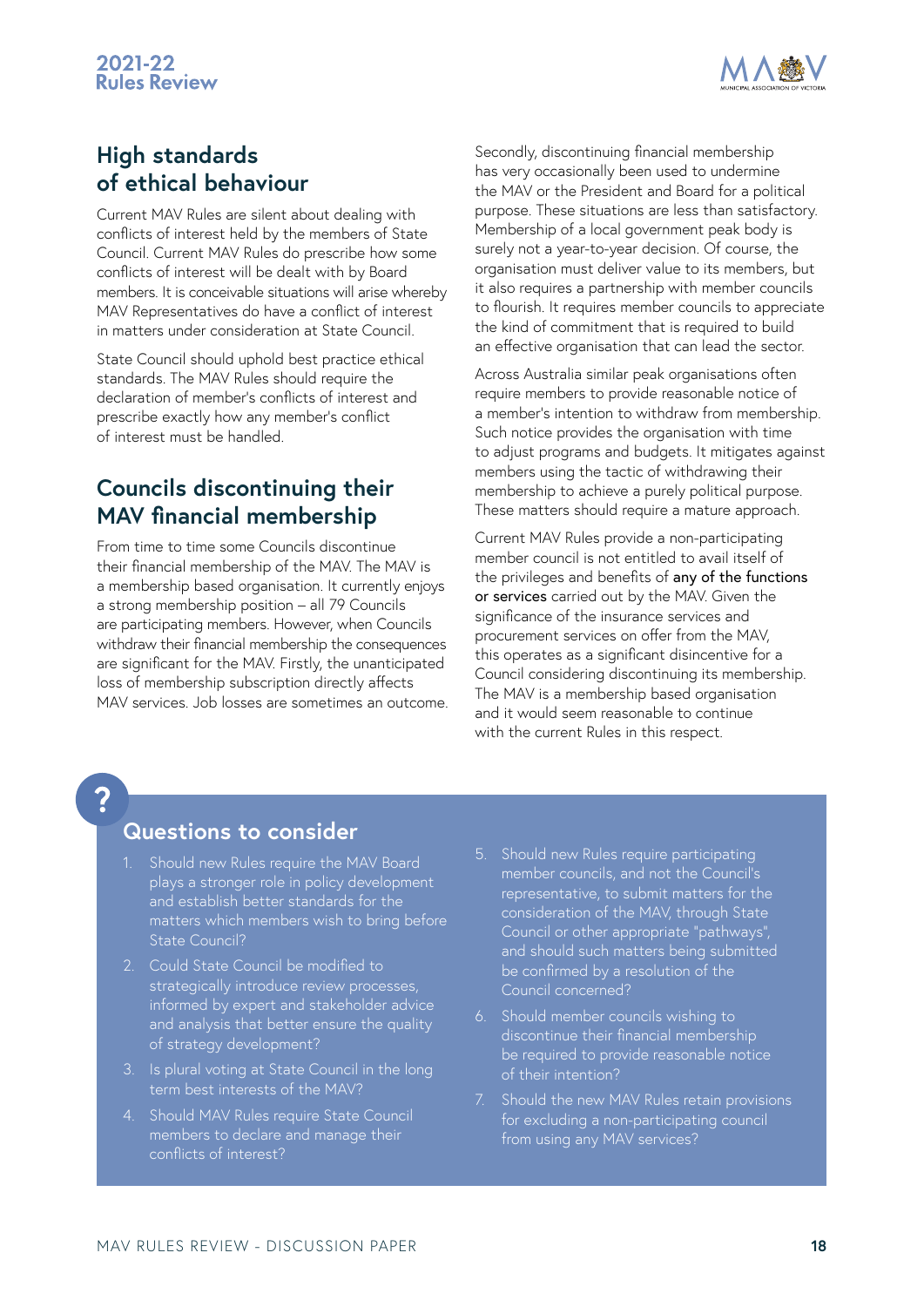## High standards of ethical behaviour

Current MAV Rules are silent about dealing with conflicts of interest held by the members of State Council. Current MAV Rules do prescribe how some conflicts of interest will be dealt with by Board members. It is conceivable situations will arise whereby MAV Representatives do have a conflict of interest in matters under consideration at State Council.

State Council should uphold best practice ethical standards. The MAV Rules should require the declaration of member's conflicts of interest and prescribe exactly how any member's conflict of interest must be handled.

## Councils discontinuing their MAV financial membership

From time to time some Councils discontinue their financial membership of the MAV. The MAV is a membership based organisation. It currently enjoys a strong membership position – all 79 Councils are participating members. However, when Councils withdraw their financial membership the consequences are significant for the MAV. Firstly, the unanticipated loss of membership subscription directly affects MAV services. Job losses are sometimes an outcome.

Secondly, discontinuing financial membership has very occasionally been used to undermine the MAV or the President and Board for a political purpose. These situations are less than satisfactory. Membership of a local government peak body is surely not a year-to-year decision. Of course, the organisation must deliver value to its members, but it also requires a partnership with member councils to flourish. It requires member councils to appreciate the kind of commitment that is required to build an effective organisation that can lead the sector.

Across Australia similar peak organisations often require members to provide reasonable notice of a member's intention to withdraw from membership. Such notice provides the organisation with time to adjust programs and budgets. It mitigates against members using the tactic of withdrawing their membership to achieve a purely political purpose. These matters should require a mature approach.

Current MAV Rules provide a non-participating member council is not entitled to avail itself of the privileges and benefits of any of the functions or services carried out by the MAV. Given the significance of the insurance services and procurement services on offer from the MAV, this operates as a significant disincentive for a Council considering discontinuing its membership. The MAV is a membership based organisation and it would seem reasonable to continue with the current Rules in this respect.

### Questions to consider

1. Should new Rules require the MAV Board plays a stronger role in policy development and establish better standards for the matters which members wish to bring before State Council?
2. Could State Council be modified to strategically introduce review processes, informed by expert and stakeholder advice and analysis that better ensure the quality of strategy development?
3. Is plural voting at State Council in the long term best interests of the MAV?
4. Should MAV Rules require State Council members to declare and manage their conflicts of interest?
5. Should new Rules require participating member councils, and not the Council's representative, to submit matters for the consideration of the MAV, through State Council or other appropriate "pathways", and should such matters being submitted be confirmed by a resolution of the Council concerned?
6. Should member councils wishing to discontinue their financial membership be required to provide reasonable notice of their intention?
7. Should the new MAV Rules retain provisions for excluding a non-participating council from using any MAV services?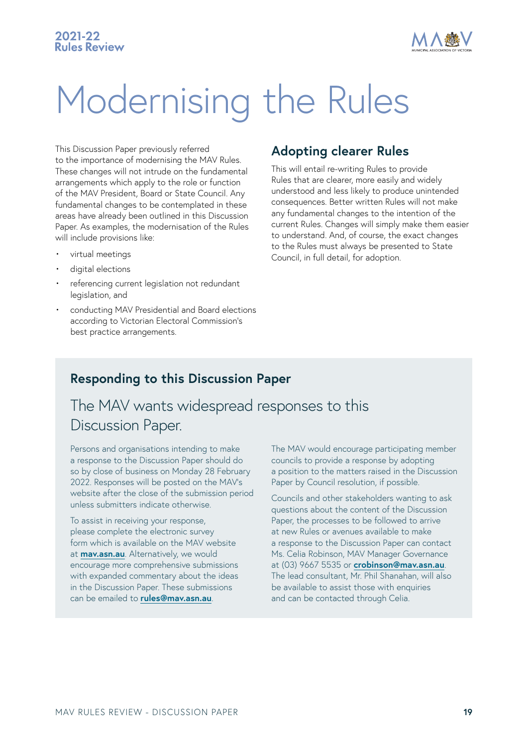# Modernising the Rules

This Discussion Paper previously referred to the importance of modernising the MAV Rules. These changes will not intrude on the fundamental arrangements which apply to the role or function of the MAV President, Board or State Council. Any fundamental changes to be contemplated in these areas have already been outlined in this Discussion Paper. As examples, the modernisation of the Rules will include provisions like:

- virtual meetings
- digital elections
- referencing current legislation not redundant legislation, and
- conducting MAV Presidential and Board elections according to Victorian Electoral Commission's best practice arrangements.

## Adopting clearer Rules

This will entail re-writing Rules to provide Rules that are clearer, more easily and widely understood and less likely to produce unintended consequences. Better written Rules will not make any fundamental changes to the intention of the current Rules. Changes will simply make them easier to understand. And, of course, the exact changes to the Rules must always be presented to State Council, in full detail, for adoption.

## Responding to this Discussion Paper

### The MAV wants widespread responses to this Discussion Paper.

Persons and organisations intending to make a response to the Discussion Paper should do so by close of business on Monday 28 February 2022. Responses will be posted on the MAV's website after the close of the submission period unless submitters indicate otherwise.

To assist in receiving your response, please complete the electronic survey form which is available on the MAV website at **mav.asn.au**. Alternatively, we would encourage more comprehensive submissions with expanded commentary about the ideas in the Discussion Paper. These submissions can be emailed to **rules@mav.asn.au**.

The MAV would encourage participating member councils to provide a response by adopting a position to the matters raised in the Discussion Paper by Council resolution, if possible.

Councils and other stakeholders wanting to ask questions about the content of the Discussion Paper, the processes to be followed to arrive at new Rules or avenues available to make a response to the Discussion Paper can contact Ms. Celia Robinson, MAV Manager Governance at (03) 9667 5535 or **crobinson@mav.asn.au**. The lead consultant, Mr. Phil Shanahan, will also be available to assist those with enquiries and can be contacted through Celia.